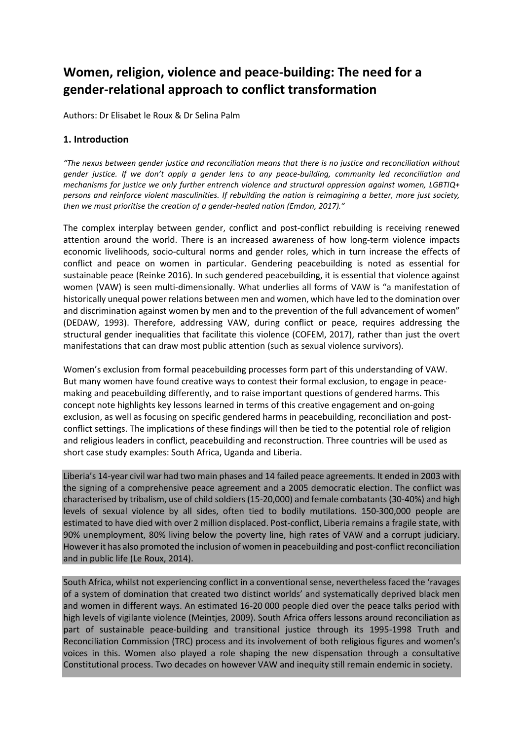# Women, religion, violence and peace-building: The need for a gender-relational approach to conflict transformation

Authors: Dr Elisabet le Roux & Dr Selina Palm

## 1. Introduction

*"The nexus between gender justice and reconciliation means that there is no justice and reconciliation without gender justice. If we don't apply a gender lens to any peace-building, community led reconciliation and mechanisms for justice we only further entrench violence and structural oppression against women, LGBTIQ+ persons and reinforce violent masculinities. If rebuilding the nation is reimagining a better, more just society, then we must prioritise the creation of a gender-healed nation (Emdon, 2017)."*

The complex interplay between gender, conflict and post-conflict rebuilding is receiving renewed attention around the world. There is an increased awareness of how long-term violence impacts economic livelihoods, socio-cultural norms and gender roles, which in turn increase the effects of conflict and peace on women in particular. Gendering peacebuilding is noted as essential for sustainable peace (Reinke 2016). In such gendered peacebuilding, it is essential that violence against women (VAW) is seen multi-dimensionally. What underlies all forms of VAW is "a manifestation of historically unequal power relations between men and women, which have led to the domination over and discrimination against women by men and to the prevention of the full advancement of women" (DEDAW, 1993). Therefore, addressing VAW, during conflict or peace, requires addressing the structural gender inequalities that facilitate this violence (COFEM, 2017), rather than just the overt manifestations that can draw most public attention (such as sexual violence survivors).

Women's exclusion from formal peacebuilding processes form part of this understanding of VAW. But many women have found creative ways to contest their formal exclusion, to engage in peace-making and peacebuilding differently, and to raise important questions of gendered harms. This concept note highlights key lessons learned in terms of this creative engagement and on-going exclusion, as well as focusing on specific gendered harms in peacebuilding, reconciliation and post-conflict settings. The implications of these findings will then be tied to the potential role of religion and religious leaders in conflict, peacebuilding and reconstruction. Three countries will be used as short case study examples: South Africa, Uganda and Liberia.

Liberia's 14-year civil war had two main phases and 14 failed peace agreements. It ended in 2003 with the signing of a comprehensive peace agreement and a 2005 democratic election. The conflict was characterised by tribalism, use of child soldiers (15-20,000) and female combatants (30-40%) and high levels of sexual violence by all sides, often tied to bodily mutilations. 150-300,000 people are estimated to have died with over 2 million displaced. Post-conflict, Liberia remains a fragile state, with 90% unemployment, 80% living below the poverty line, high rates of VAW and a corrupt judiciary. However it has also promoted the inclusion of women in peacebuilding and post-conflict reconciliation and in public life (Le Roux, 2014).

South Africa, whilst not experiencing conflict in a conventional sense, nevertheless faced the 'ravages of a system of domination that created two distinct worlds' and systematically deprived black men and women in different ways. An estimated 16-20 000 people died over the peace talks period with high levels of vigilante violence (Meintjes, 2009). South Africa offers lessons around reconciliation as part of sustainable peace-building and transitional justice through its 1995-1998 Truth and Reconciliation Commission (TRC) process and its involvement of both religious figures and women's voices in this. Women also played a role shaping the new dispensation through a consultative Constitutional process. Two decades on however VAW and inequity still remain endemic in society.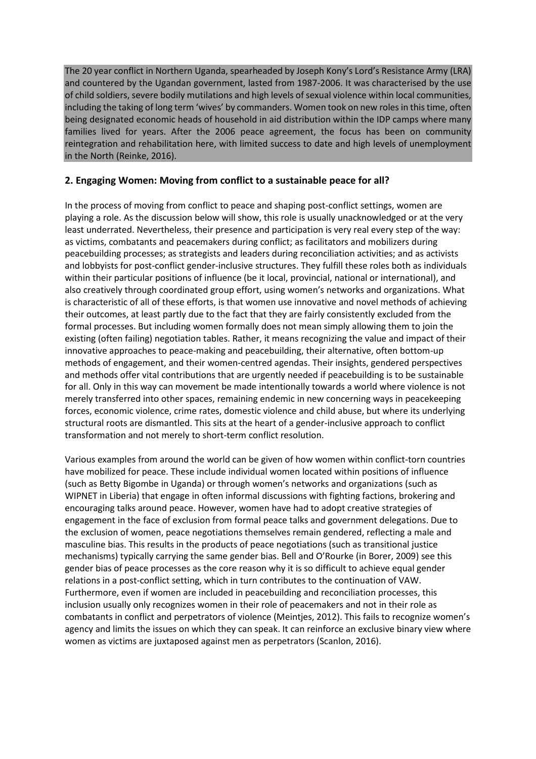The 20 year conflict in Northern Uganda, spearheaded by Joseph Kony's Lord's Resistance Army (LRA) and countered by the Ugandan government, lasted from 1987-2006. It was characterised by the use of child soldiers, severe bodily mutilations and high levels of sexual violence within local communities, including the taking of long term 'wives' by commanders. Women took on new roles in this time, often being designated economic heads of household in aid distribution within the IDP camps where many families lived for years. After the 2006 peace agreement, the focus has been on community reintegration and rehabilitation here, with limited success to date and high levels of unemployment in the North (Reinke, 2016).

## 2. Engaging Women: Moving from conflict to a sustainable peace for all?

In the process of moving from conflict to peace and shaping post-conflict settings, women are playing a role. As the discussion below will show, this role is usually unacknowledged or at the very least underrated. Nevertheless, their presence and participation is very real every step of the way: as victims, combatants and peacemakers during conflict; as facilitators and mobilizers during peacebuilding processes; as strategists and leaders during reconciliation activities; and as activists and lobbyists for post-conflict gender-inclusive structures. They fulfill these roles both as individuals within their particular positions of influence (be it local, provincial, national or international), and also creatively through coordinated group effort, using women's networks and organizations. What is characteristic of all of these efforts, is that women use innovative and novel methods of achieving their outcomes, at least partly due to the fact that they are fairly consistently excluded from the formal processes. But including women formally does not mean simply allowing them to join the existing (often failing) negotiation tables. Rather, it means recognizing the value and impact of their innovative approaches to peace-making and peacebuilding, their alternative, often bottom-up methods of engagement, and their women-centred agendas. Their insights, gendered perspectives and methods offer vital contributions that are urgently needed if peacebuilding is to be sustainable for all. Only in this way can movement be made intentionally towards a world where violence is not merely transferred into other spaces, remaining endemic in new concerning ways in peacekeeping forces, economic violence, crime rates, domestic violence and child abuse, but where its underlying structural roots are dismantled. This sits at the heart of a gender-inclusive approach to conflict transformation and not merely to short-term conflict resolution.

Various examples from around the world can be given of how women within conflict-torn countries have mobilized for peace. These include individual women located within positions of influence (such as Betty Bigombe in Uganda) or through women's networks and organizations (such as WIPNET in Liberia) that engage in often informal discussions with fighting factions, brokering and encouraging talks around peace. However, women have had to adopt creative strategies of engagement in the face of exclusion from formal peace talks and government delegations. Due to the exclusion of women, peace negotiations themselves remain gendered, reflecting a male and masculine bias. This results in the products of peace negotiations (such as transitional justice mechanisms) typically carrying the same gender bias. Bell and O'Rourke (in Borer, 2009) see this gender bias of peace processes as the core reason why it is so difficult to achieve equal gender relations in a post-conflict setting, which in turn contributes to the continuation of VAW. Furthermore, even if women are included in peacebuilding and reconciliation processes, this inclusion usually only recognizes women in their role of peacemakers and not in their role as combatants in conflict and perpetrators of violence (Meintjes, 2012). This fails to recognize women's agency and limits the issues on which they can speak. It can reinforce an exclusive binary view where women as victims are juxtaposed against men as perpetrators (Scanlon, 2016).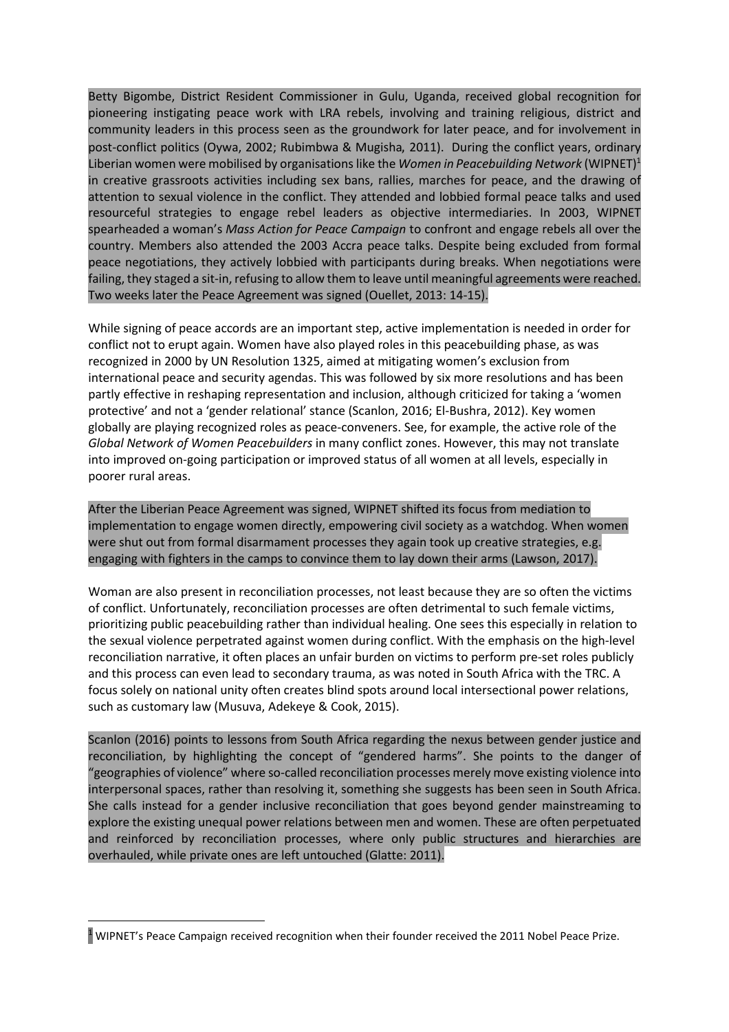Betty Bigombe, District Resident Commissioner in Gulu, Uganda, received global recognition for pioneering instigating peace work with LRA rebels, involving and training religious, district and community leaders in this process seen as the groundwork for later peace, and for involvement in post-conflict politics (Oywa, 2002; Rubimbwa & Mugisha, 2011). During the conflict years, ordinary Liberian women were mobilised by organisations like the *Women in Peacebuilding Network* (WIPNET)[1] in creative grassroots activities including sex bans, rallies, marches for peace, and the drawing of attention to sexual violence in the conflict. They attended and lobbied formal peace talks and used resourceful strategies to engage rebel leaders as objective intermediaries. In 2003, WIPNET spearheaded a woman's *Mass Action for Peace Campaign* to confront and engage rebels all over the country. Members also attended the 2003 Accra peace talks. Despite being excluded from formal peace negotiations, they actively lobbied with participants during breaks. When negotiations were failing, they staged a sit-in, refusing to allow them to leave until meaningful agreements were reached. Two weeks later the Peace Agreement was signed (Ouellet, 2013: 14-15).

While signing of peace accords are an important step, active implementation is needed in order for conflict not to erupt again. Women have also played roles in this peacebuilding phase, as was recognized in 2000 by UN Resolution 1325, aimed at mitigating women's exclusion from international peace and security agendas. This was followed by six more resolutions and has been partly effective in reshaping representation and inclusion, although criticized for taking a 'women protective' and not a 'gender relational' stance (Scanlon, 2016; El-Bushra, 2012). Key women globally are playing recognized roles as peace-conveners. See, for example, the active role of the *Global Network of Women Peacebuilders* in many conflict zones. However, this may not translate into improved on-going participation or improved status of all women at all levels, especially in poorer rural areas.

After the Liberian Peace Agreement was signed, WIPNET shifted its focus from mediation to implementation to engage women directly, empowering civil society as a watchdog. When women were shut out from formal disarmament processes they again took up creative strategies, e.g. engaging with fighters in the camps to convince them to lay down their arms (Lawson, 2017).

Woman are also present in reconciliation processes, not least because they are so often the victims of conflict. Unfortunately, reconciliation processes are often detrimental to such female victims, prioritizing public peacebuilding rather than individual healing. One sees this especially in relation to the sexual violence perpetrated against women during conflict. With the emphasis on the high-level reconciliation narrative, it often places an unfair burden on victims to perform pre-set roles publicly and this process can even lead to secondary trauma, as was noted in South Africa with the TRC. A focus solely on national unity often creates blind spots around local intersectional power relations, such as customary law (Musuva, Adekeye & Cook, 2015).

Scanlon (2016) points to lessons from South Africa regarding the nexus between gender justice and reconciliation, by highlighting the concept of "gendered harms". She points to the danger of "geographies of violence" where so-called reconciliation processes merely move existing violence into interpersonal spaces, rather than resolving it, something she suggests has been seen in South Africa. She calls instead for a gender inclusive reconciliation that goes beyond gender mainstreaming to explore the existing unequal power relations between men and women. These are often perpetuated and reinforced by reconciliation processes, where only public structures and hierarchies are overhauled, while private ones are left untouched (Glatte: 2011).

[1] WIPNET's Peace Campaign received recognition when their founder received the 2011 Nobel Peace Prize.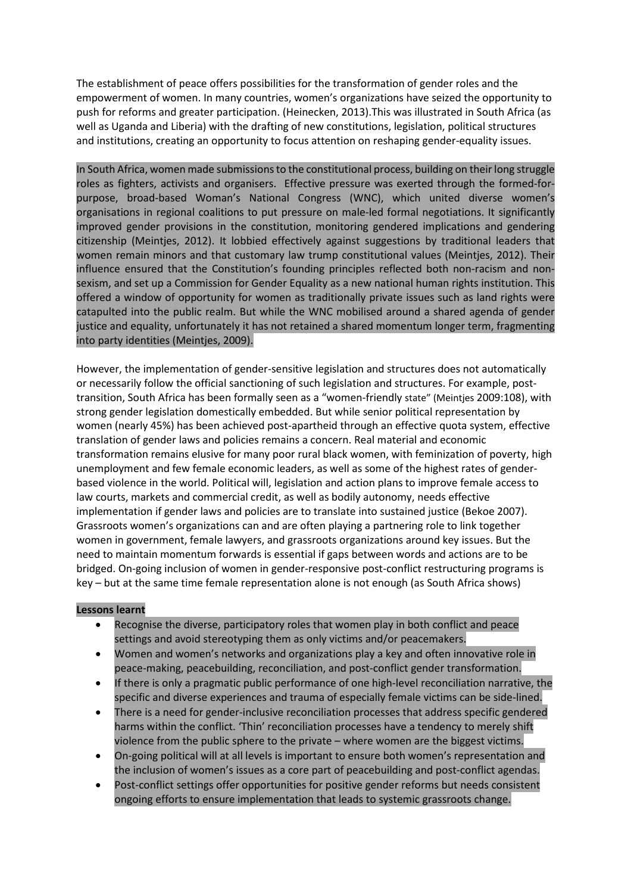The establishment of peace offers possibilities for the transformation of gender roles and the empowerment of women. In many countries, women's organizations have seized the opportunity to push for reforms and greater participation. (Heinecken, 2013).This was illustrated in South Africa (as well as Uganda and Liberia) with the drafting of new constitutions, legislation, political structures and institutions, creating an opportunity to focus attention on reshaping gender-equality issues.

In South Africa, women made submissions to the constitutional process, building on their long struggle roles as fighters, activists and organisers. Effective pressure was exerted through the formed-for-purpose, broad-based Woman's National Congress (WNC), which united diverse women's organisations in regional coalitions to put pressure on male-led formal negotiations. It significantly improved gender provisions in the constitution, monitoring gendered implications and gendering citizenship (Meintjes, 2012). It lobbied effectively against suggestions by traditional leaders that women remain minors and that customary law trump constitutional values (Meintjes, 2012). Their influence ensured that the Constitution's founding principles reflected both non-racism and non-sexism, and set up a Commission for Gender Equality as a new national human rights institution. This offered a window of opportunity for women as traditionally private issues such as land rights were catapulted into the public realm. But while the WNC mobilised around a shared agenda of gender justice and equality, unfortunately it has not retained a shared momentum longer term, fragmenting into party identities (Meintjes, 2009).

However, the implementation of gender-sensitive legislation and structures does not automatically or necessarily follow the official sanctioning of such legislation and structures. For example, post-transition, South Africa has been formally seen as a "women-friendly state" (Meintjes 2009:108), with strong gender legislation domestically embedded. But while senior political representation by women (nearly 45%) has been achieved post-apartheid through an effective quota system, effective translation of gender laws and policies remains a concern. Real material and economic transformation remains elusive for many poor rural black women, with feminization of poverty, high unemployment and few female economic leaders, as well as some of the highest rates of gender-based violence in the world. Political will, legislation and action plans to improve female access to law courts, markets and commercial credit, as well as bodily autonomy, needs effective implementation if gender laws and policies are to translate into sustained justice (Bekoe 2007). Grassroots women's organizations can and are often playing a partnering role to link together women in government, female lawyers, and grassroots organizations around key issues. But the need to maintain momentum forwards is essential if gaps between words and actions are to be bridged. On-going inclusion of women in gender-responsive post-conflict restructuring programs is key – but at the same time female representation alone is not enough (as South Africa shows)

**Lessons learnt**

- Recognise the diverse, participatory roles that women play in both conflict and peace settings and avoid stereotyping them as only victims and/or peacemakers.
- Women and women's networks and organizations play a key and often innovative role in peace-making, peacebuilding, reconciliation, and post-conflict gender transformation.
- If there is only a pragmatic public performance of one high-level reconciliation narrative, the specific and diverse experiences and trauma of especially female victims can be side-lined.
- There is a need for gender-inclusive reconciliation processes that address specific gendered harms within the conflict. 'Thin' reconciliation processes have a tendency to merely shift violence from the public sphere to the private – where women are the biggest victims.
- On-going political will at all levels is important to ensure both women's representation and the inclusion of women's issues as a core part of peacebuilding and post-conflict agendas.
- Post-conflict settings offer opportunities for positive gender reforms but needs consistent ongoing efforts to ensure implementation that leads to systemic grassroots change.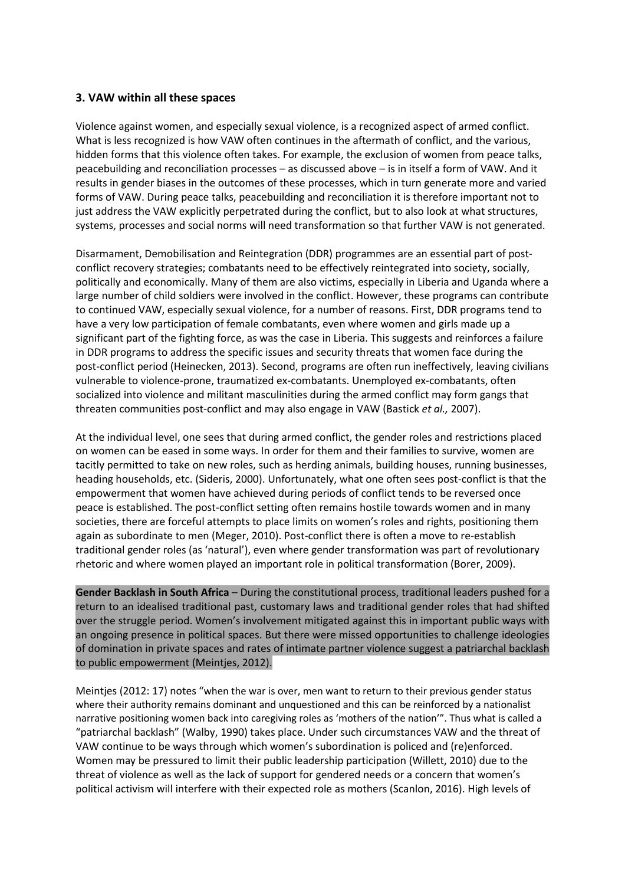### 3. VAW within all these spaces

Violence against women, and especially sexual violence, is a recognized aspect of armed conflict. What is less recognized is how VAW often continues in the aftermath of conflict, and the various, hidden forms that this violence often takes. For example, the exclusion of women from peace talks, peacebuilding and reconciliation processes – as discussed above – is in itself a form of VAW. And it results in gender biases in the outcomes of these processes, which in turn generate more and varied forms of VAW. During peace talks, peacebuilding and reconciliation it is therefore important not to just address the VAW explicitly perpetrated during the conflict, but to also look at what structures, systems, processes and social norms will need transformation so that further VAW is not generated.

Disarmament, Demobilisation and Reintegration (DDR) programmes are an essential part of post-conflict recovery strategies; combatants need to be effectively reintegrated into society, socially, politically and economically. Many of them are also victims, especially in Liberia and Uganda where a large number of child soldiers were involved in the conflict. However, these programs can contribute to continued VAW, especially sexual violence, for a number of reasons. First, DDR programs tend to have a very low participation of female combatants, even where women and girls made up a significant part of the fighting force, as was the case in Liberia. This suggests and reinforces a failure in DDR programs to address the specific issues and security threats that women face during the post-conflict period (Heinecken, 2013). Second, programs are often run ineffectively, leaving civilians vulnerable to violence-prone, traumatized ex-combatants. Unemployed ex-combatants, often socialized into violence and militant masculinities during the armed conflict may form gangs that threaten communities post-conflict and may also engage in VAW (Bastick *et al.,* 2007).

At the individual level, one sees that during armed conflict, the gender roles and restrictions placed on women can be eased in some ways. In order for them and their families to survive, women are tacitly permitted to take on new roles, such as herding animals, building houses, running businesses, heading households, etc. (Sideris, 2000). Unfortunately, what one often sees post-conflict is that the empowerment that women have achieved during periods of conflict tends to be reversed once peace is established. The post-conflict setting often remains hostile towards women and in many societies, there are forceful attempts to place limits on women's roles and rights, positioning them again as subordinate to men (Meger, 2010). Post-conflict there is often a move to re-establish traditional gender roles (as 'natural'), even where gender transformation was part of revolutionary rhetoric and where women played an important role in political transformation (Borer, 2009).

**Gender Backlash in South Africa** – During the constitutional process, traditional leaders pushed for a return to an idealised traditional past, customary laws and traditional gender roles that had shifted over the struggle period. Women's involvement mitigated against this in important public ways with an ongoing presence in political spaces. But there were missed opportunities to challenge ideologies of domination in private spaces and rates of intimate partner violence suggest a patriarchal backlash to public empowerment (Meintjes, 2012).

Meintjes (2012: 17) notes "when the war is over, men want to return to their previous gender status where their authority remains dominant and unquestioned and this can be reinforced by a nationalist narrative positioning women back into caregiving roles as 'mothers of the nation'". Thus what is called a "patriarchal backlash" (Walby, 1990) takes place. Under such circumstances VAW and the threat of VAW continue to be ways through which women's subordination is policed and (re)enforced. Women may be pressured to limit their public leadership participation (Willett, 2010) due to the threat of violence as well as the lack of support for gendered needs or a concern that women's political activism will interfere with their expected role as mothers (Scanlon, 2016). High levels of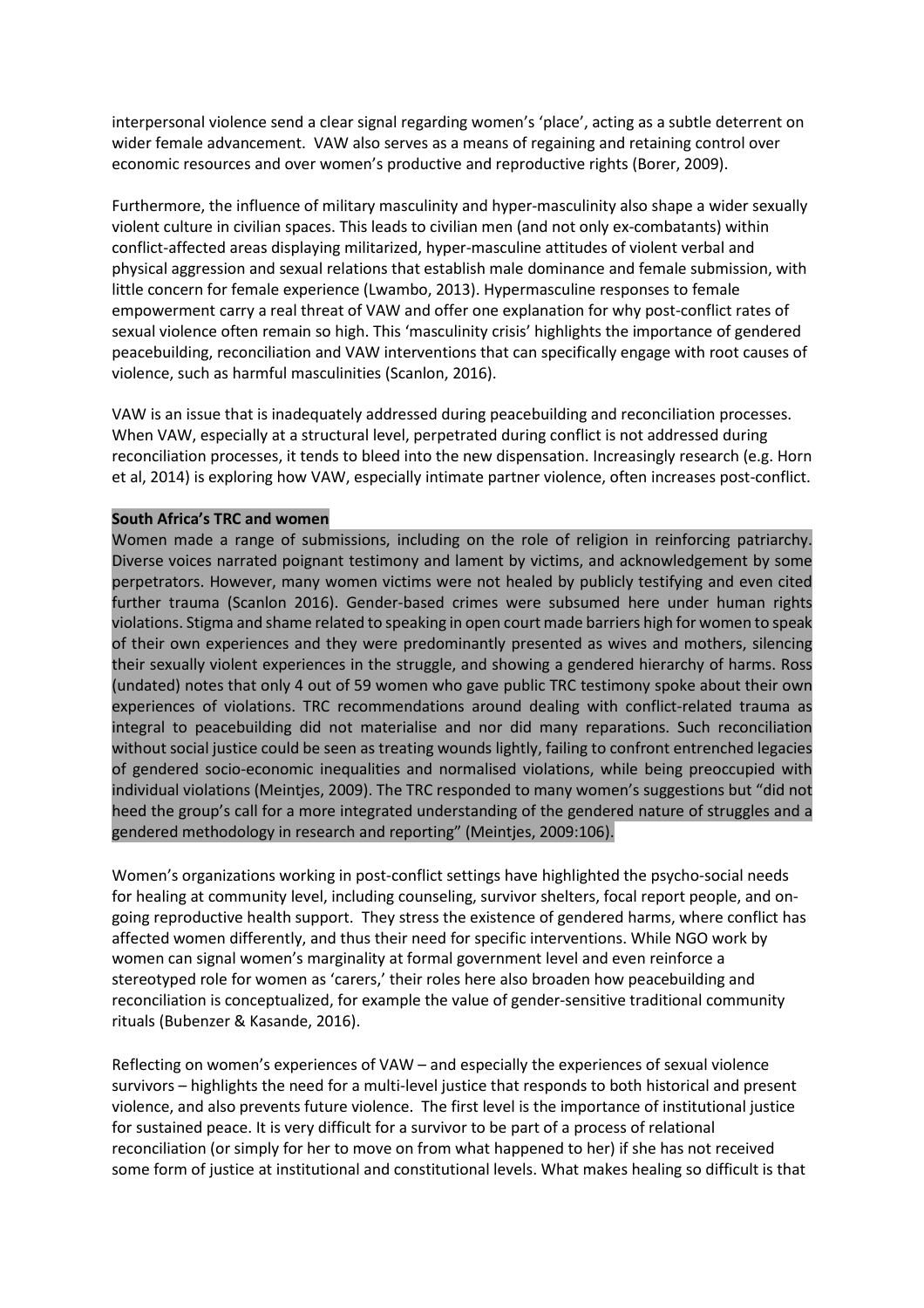interpersonal violence send a clear signal regarding women's 'place', acting as a subtle deterrent on wider female advancement. VAW also serves as a means of regaining and retaining control over economic resources and over women's productive and reproductive rights (Borer, 2009).

Furthermore, the influence of military masculinity and hyper-masculinity also shape a wider sexually violent culture in civilian spaces. This leads to civilian men (and not only ex-combatants) within conflict-affected areas displaying militarized, hyper-masculine attitudes of violent verbal and physical aggression and sexual relations that establish male dominance and female submission, with little concern for female experience (Lwambo, 2013). Hypermasculine responses to female empowerment carry a real threat of VAW and offer one explanation for why post-conflict rates of sexual violence often remain so high. This 'masculinity crisis' highlights the importance of gendered peacebuilding, reconciliation and VAW interventions that can specifically engage with root causes of violence, such as harmful masculinities (Scanlon, 2016).

VAW is an issue that is inadequately addressed during peacebuilding and reconciliation processes. When VAW, especially at a structural level, perpetrated during conflict is not addressed during reconciliation processes, it tends to bleed into the new dispensation. Increasingly research (e.g. Horn et al, 2014) is exploring how VAW, especially intimate partner violence, often increases post-conflict.

**South Africa's TRC and women**

Women made a range of submissions, including on the role of religion in reinforcing patriarchy. Diverse voices narrated poignant testimony and lament by victims, and acknowledgement by some perpetrators. However, many women victims were not healed by publicly testifying and even cited further trauma (Scanlon 2016). Gender-based crimes were subsumed here under human rights violations. Stigma and shame related to speaking in open court made barriers high for women to speak of their own experiences and they were predominantly presented as wives and mothers, silencing their sexually violent experiences in the struggle, and showing a gendered hierarchy of harms. Ross (undated) notes that only 4 out of 59 women who gave public TRC testimony spoke about their own experiences of violations. TRC recommendations around dealing with conflict-related trauma as integral to peacebuilding did not materialise and nor did many reparations. Such reconciliation without social justice could be seen as treating wounds lightly, failing to confront entrenched legacies of gendered socio-economic inequalities and normalised violations, while being preoccupied with individual violations (Meintjes, 2009). The TRC responded to many women's suggestions but "did not heed the group's call for a more integrated understanding of the gendered nature of struggles and a gendered methodology in research and reporting" (Meintjes, 2009:106).

Women's organizations working in post-conflict settings have highlighted the psycho-social needs for healing at community level, including counseling, survivor shelters, focal report people, and on-going reproductive health support. They stress the existence of gendered harms, where conflict has affected women differently, and thus their need for specific interventions. While NGO work by women can signal women's marginality at formal government level and even reinforce a stereotyped role for women as 'carers,' their roles here also broaden how peacebuilding and reconciliation is conceptualized, for example the value of gender-sensitive traditional community rituals (Bubenzer & Kasande, 2016).

Reflecting on women's experiences of VAW – and especially the experiences of sexual violence survivors – highlights the need for a multi-level justice that responds to both historical and present violence, and also prevents future violence. The first level is the importance of institutional justice for sustained peace. It is very difficult for a survivor to be part of a process of relational reconciliation (or simply for her to move on from what happened to her) if she has not received some form of justice at institutional and constitutional levels. What makes healing so difficult is that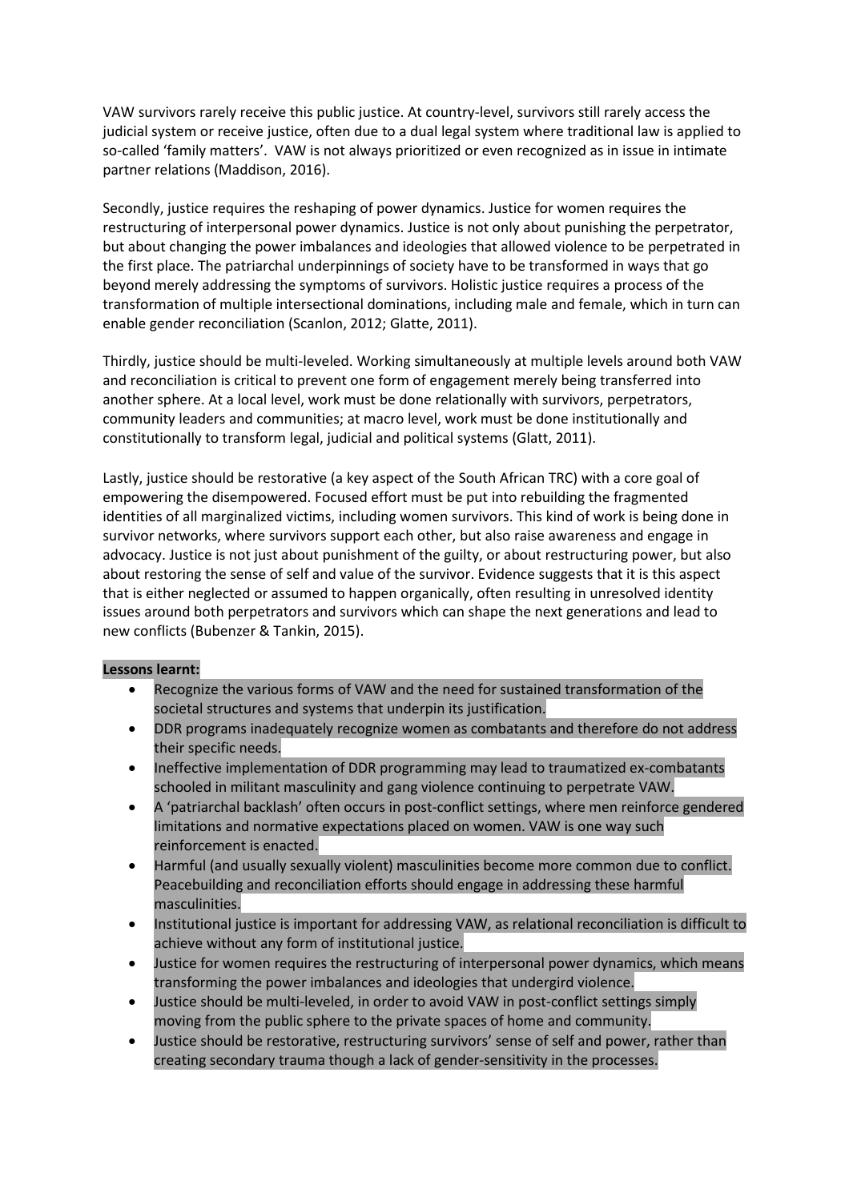VAW survivors rarely receive this public justice. At country-level, survivors still rarely access the judicial system or receive justice, often due to a dual legal system where traditional law is applied to so-called 'family matters'. VAW is not always prioritized or even recognized as in issue in intimate partner relations (Maddison, 2016).

Secondly, justice requires the reshaping of power dynamics. Justice for women requires the restructuring of interpersonal power dynamics. Justice is not only about punishing the perpetrator, but about changing the power imbalances and ideologies that allowed violence to be perpetrated in the first place. The patriarchal underpinnings of society have to be transformed in ways that go beyond merely addressing the symptoms of survivors. Holistic justice requires a process of the transformation of multiple intersectional dominations, including male and female, which in turn can enable gender reconciliation (Scanlon, 2012; Glatte, 2011).

Thirdly, justice should be multi-leveled. Working simultaneously at multiple levels around both VAW and reconciliation is critical to prevent one form of engagement merely being transferred into another sphere. At a local level, work must be done relationally with survivors, perpetrators, community leaders and communities; at macro level, work must be done institutionally and constitutionally to transform legal, judicial and political systems (Glatt, 2011).

Lastly, justice should be restorative (a key aspect of the South African TRC) with a core goal of empowering the disempowered. Focused effort must be put into rebuilding the fragmented identities of all marginalized victims, including women survivors. This kind of work is being done in survivor networks, where survivors support each other, but also raise awareness and engage in advocacy. Justice is not just about punishment of the guilty, or about restructuring power, but also about restoring the sense of self and value of the survivor. Evidence suggests that it is this aspect that is either neglected or assumed to happen organically, often resulting in unresolved identity issues around both perpetrators and survivors which can shape the next generations and lead to new conflicts (Bubenzer & Tankin, 2015).

**Lessons learnt:**

- Recognize the various forms of VAW and the need for sustained transformation of the societal structures and systems that underpin its justification.
- DDR programs inadequately recognize women as combatants and therefore do not address their specific needs.
- Ineffective implementation of DDR programming may lead to traumatized ex-combatants schooled in militant masculinity and gang violence continuing to perpetrate VAW.
- A 'patriarchal backlash' often occurs in post-conflict settings, where men reinforce gendered limitations and normative expectations placed on women. VAW is one way such reinforcement is enacted.
- Harmful (and usually sexually violent) masculinities become more common due to conflict. Peacebuilding and reconciliation efforts should engage in addressing these harmful masculinities.
- Institutional justice is important for addressing VAW, as relational reconciliation is difficult to achieve without any form of institutional justice.
- Justice for women requires the restructuring of interpersonal power dynamics, which means transforming the power imbalances and ideologies that undergird violence.
- Justice should be multi-leveled, in order to avoid VAW in post-conflict settings simply moving from the public sphere to the private spaces of home and community.
- Justice should be restorative, restructuring survivors' sense of self and power, rather than creating secondary trauma though a lack of gender-sensitivity in the processes.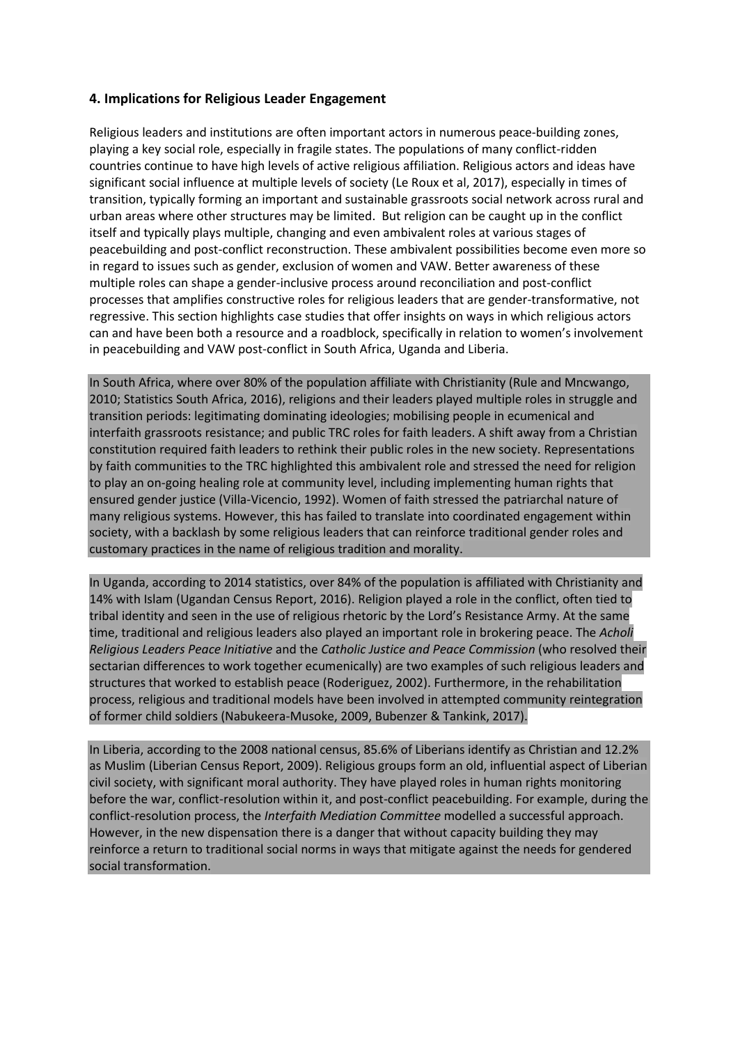## 4. Implications for Religious Leader Engagement

Religious leaders and institutions are often important actors in numerous peace-building zones, playing a key social role, especially in fragile states. The populations of many conflict-ridden countries continue to have high levels of active religious affiliation. Religious actors and ideas have significant social influence at multiple levels of society (Le Roux et al, 2017), especially in times of transition, typically forming an important and sustainable grassroots social network across rural and urban areas where other structures may be limited. But religion can be caught up in the conflict itself and typically plays multiple, changing and even ambivalent roles at various stages of peacebuilding and post-conflict reconstruction. These ambivalent possibilities become even more so in regard to issues such as gender, exclusion of women and VAW. Better awareness of these multiple roles can shape a gender-inclusive process around reconciliation and post-conflict processes that amplifies constructive roles for religious leaders that are gender-transformative, not regressive. This section highlights case studies that offer insights on ways in which religious actors can and have been both a resource and a roadblock, specifically in relation to women's involvement in peacebuilding and VAW post-conflict in South Africa, Uganda and Liberia.

In South Africa, where over 80% of the population affiliate with Christianity (Rule and Mncwango, 2010; Statistics South Africa, 2016), religions and their leaders played multiple roles in struggle and transition periods: legitimating dominating ideologies; mobilising people in ecumenical and interfaith grassroots resistance; and public TRC roles for faith leaders. A shift away from a Christian constitution required faith leaders to rethink their public roles in the new society. Representations by faith communities to the TRC highlighted this ambivalent role and stressed the need for religion to play an on-going healing role at community level, including implementing human rights that ensured gender justice (Villa-Vicencio, 1992). Women of faith stressed the patriarchal nature of many religious systems. However, this has failed to translate into coordinated engagement within society, with a backlash by some religious leaders that can reinforce traditional gender roles and customary practices in the name of religious tradition and morality.

In Uganda, according to 2014 statistics, over 84% of the population is affiliated with Christianity and 14% with Islam (Ugandan Census Report, 2016). Religion played a role in the conflict, often tied to tribal identity and seen in the use of religious rhetoric by the Lord's Resistance Army. At the same time, traditional and religious leaders also played an important role in brokering peace. The *Acholi Religious Leaders Peace Initiative* and the *Catholic Justice and Peace Commission* (who resolved their sectarian differences to work together ecumenically) are two examples of such religious leaders and structures that worked to establish peace (Roderiguez, 2002). Furthermore, in the rehabilitation process, religious and traditional models have been involved in attempted community reintegration of former child soldiers (Nabukeera-Musoke, 2009, Bubenzer & Tankink, 2017).

In Liberia, according to the 2008 national census, 85.6% of Liberians identify as Christian and 12.2% as Muslim (Liberian Census Report, 2009). Religious groups form an old, influential aspect of Liberian civil society, with significant moral authority. They have played roles in human rights monitoring before the war, conflict-resolution within it, and post-conflict peacebuilding. For example, during the conflict-resolution process, the *Interfaith Mediation Committee* modelled a successful approach. However, in the new dispensation there is a danger that without capacity building they may reinforce a return to traditional social norms in ways that mitigate against the needs for gendered social transformation.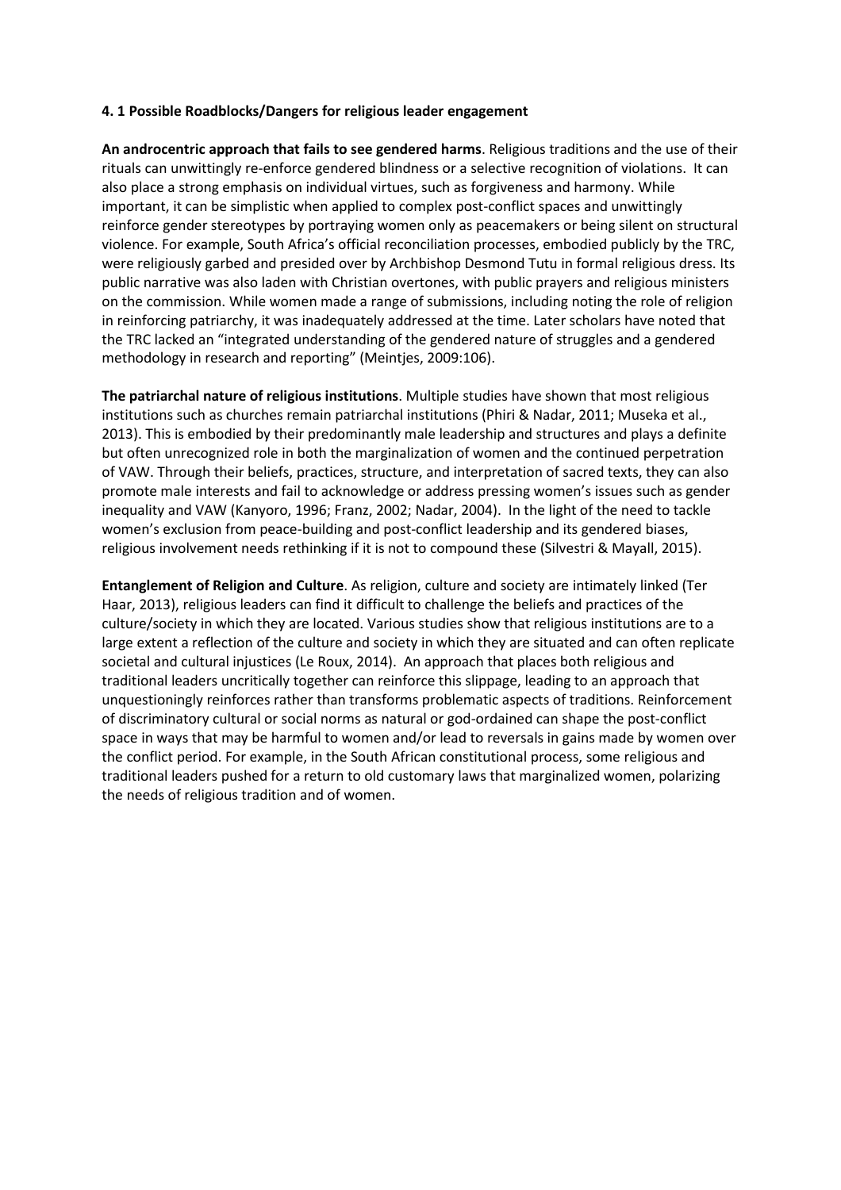### 4. 1 Possible Roadblocks/Dangers for religious leader engagement

**An androcentric approach that fails to see gendered harms**. Religious traditions and the use of their rituals can unwittingly re-enforce gendered blindness or a selective recognition of violations. It can also place a strong emphasis on individual virtues, such as forgiveness and harmony. While important, it can be simplistic when applied to complex post-conflict spaces and unwittingly reinforce gender stereotypes by portraying women only as peacemakers or being silent on structural violence. For example, South Africa's official reconciliation processes, embodied publicly by the TRC, were religiously garbed and presided over by Archbishop Desmond Tutu in formal religious dress. Its public narrative was also laden with Christian overtones, with public prayers and religious ministers on the commission. While women made a range of submissions, including noting the role of religion in reinforcing patriarchy, it was inadequately addressed at the time. Later scholars have noted that the TRC lacked an "integrated understanding of the gendered nature of struggles and a gendered methodology in research and reporting" (Meintjes, 2009:106).

**The patriarchal nature of religious institutions**. Multiple studies have shown that most religious institutions such as churches remain patriarchal institutions (Phiri & Nadar, 2011; Museka et al., 2013). This is embodied by their predominantly male leadership and structures and plays a definite but often unrecognized role in both the marginalization of women and the continued perpetration of VAW. Through their beliefs, practices, structure, and interpretation of sacred texts, they can also promote male interests and fail to acknowledge or address pressing women's issues such as gender inequality and VAW (Kanyoro, 1996; Franz, 2002; Nadar, 2004). In the light of the need to tackle women's exclusion from peace-building and post-conflict leadership and its gendered biases, religious involvement needs rethinking if it is not to compound these (Silvestri & Mayall, 2015).

**Entanglement of Religion and Culture**. As religion, culture and society are intimately linked (Ter Haar, 2013), religious leaders can find it difficult to challenge the beliefs and practices of the culture/society in which they are located. Various studies show that religious institutions are to a large extent a reflection of the culture and society in which they are situated and can often replicate societal and cultural injustices (Le Roux, 2014). An approach that places both religious and traditional leaders uncritically together can reinforce this slippage, leading to an approach that unquestioningly reinforces rather than transforms problematic aspects of traditions. Reinforcement of discriminatory cultural or social norms as natural or god-ordained can shape the post-conflict space in ways that may be harmful to women and/or lead to reversals in gains made by women over the conflict period. For example, in the South African constitutional process, some religious and traditional leaders pushed for a return to old customary laws that marginalized women, polarizing the needs of religious tradition and of women.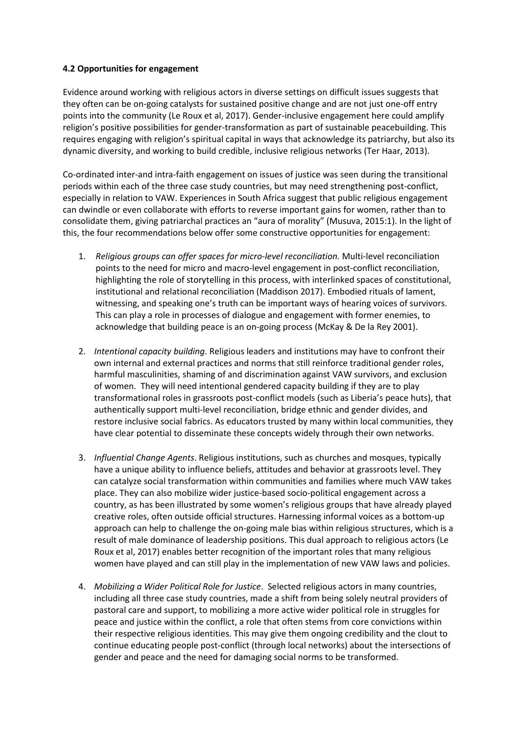### 4.2 Opportunities for engagement

Evidence around working with religious actors in diverse settings on difficult issues suggests that they often can be on-going catalysts for sustained positive change and are not just one-off entry points into the community (Le Roux et al, 2017). Gender-inclusive engagement here could amplify religion's positive possibilities for gender-transformation as part of sustainable peacebuilding. This requires engaging with religion's spiritual capital in ways that acknowledge its patriarchy, but also its dynamic diversity, and working to build credible, inclusive religious networks (Ter Haar, 2013).

Co-ordinated inter-and intra-faith engagement on issues of justice was seen during the transitional periods within each of the three case study countries, but may need strengthening post-conflict, especially in relation to VAW. Experiences in South Africa suggest that public religious engagement can dwindle or even collaborate with efforts to reverse important gains for women, rather than to consolidate them, giving patriarchal practices an "aura of morality" (Musuva, 2015:1). In the light of this, the four recommendations below offer some constructive opportunities for engagement:

1. *Religious groups can offer spaces for micro-level reconciliation.* Multi-level reconciliation points to the need for micro and macro-level engagement in post-conflict reconciliation, highlighting the role of storytelling in this process, with interlinked spaces of constitutional, institutional and relational reconciliation (Maddison 2017). Embodied rituals of lament, witnessing, and speaking one's truth can be important ways of hearing voices of survivors. This can play a role in processes of dialogue and engagement with former enemies, to acknowledge that building peace is an on-going process (McKay & De la Rey 2001).

2. *Intentional capacity building*. Religious leaders and institutions may have to confront their own internal and external practices and norms that still reinforce traditional gender roles, harmful masculinities, shaming of and discrimination against VAW survivors, and exclusion of women. They will need intentional gendered capacity building if they are to play transformational roles in grassroots post-conflict models (such as Liberia's peace huts), that authentically support multi-level reconciliation, bridge ethnic and gender divides, and restore inclusive social fabrics. As educators trusted by many within local communities, they have clear potential to disseminate these concepts widely through their own networks.

3. *Influential Change Agents*. Religious institutions, such as churches and mosques, typically have a unique ability to influence beliefs, attitudes and behavior at grassroots level. They can catalyze social transformation within communities and families where much VAW takes place. They can also mobilize wider justice-based socio-political engagement across a country, as has been illustrated by some women's religious groups that have already played creative roles, often outside official structures. Harnessing informal voices as a bottom-up approach can help to challenge the on-going male bias within religious structures, which is a result of male dominance of leadership positions. This dual approach to religious actors (Le Roux et al, 2017) enables better recognition of the important roles that many religious women have played and can still play in the implementation of new VAW laws and policies.

4. *Mobilizing a Wider Political Role for Justice*. Selected religious actors in many countries, including all three case study countries, made a shift from being solely neutral providers of pastoral care and support, to mobilizing a more active wider political role in struggles for peace and justice within the conflict, a role that often stems from core convictions within their respective religious identities. This may give them ongoing credibility and the clout to continue educating people post-conflict (through local networks) about the intersections of gender and peace and the need for damaging social norms to be transformed.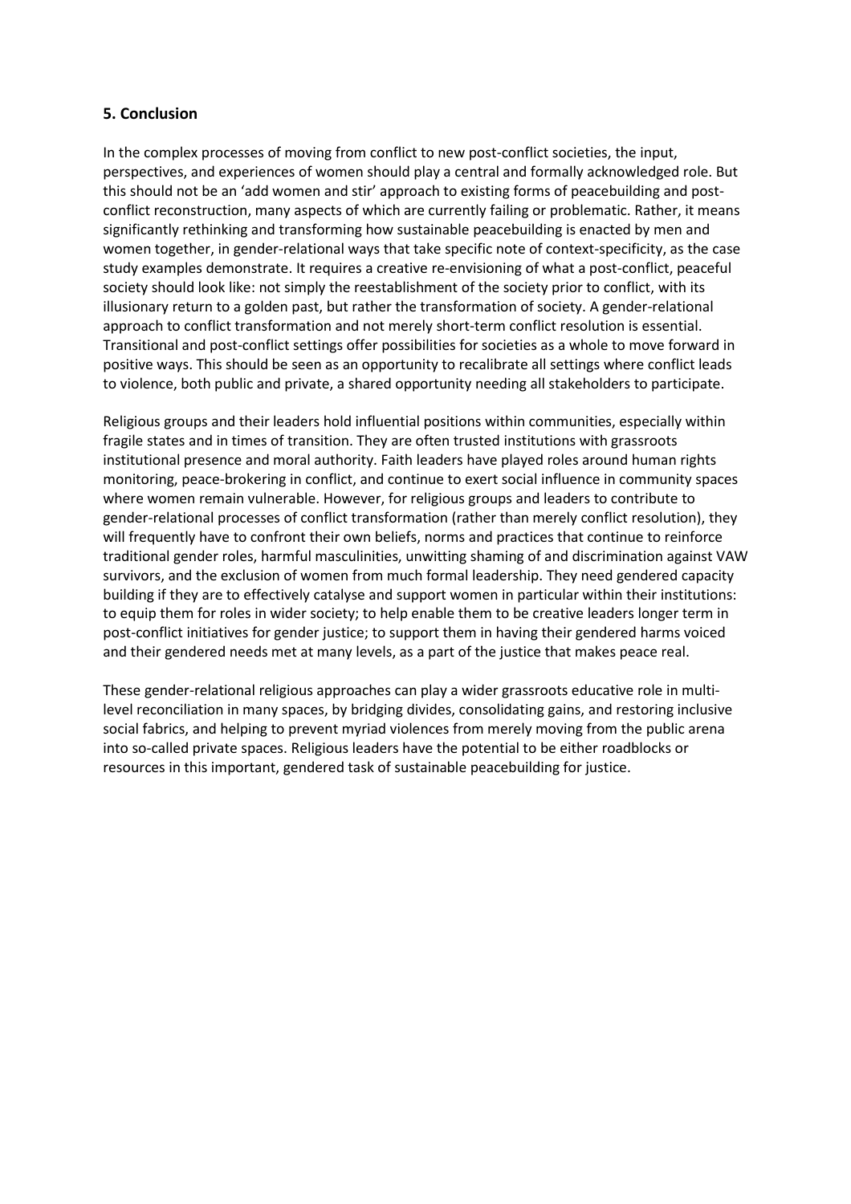## 5. Conclusion

In the complex processes of moving from conflict to new post-conflict societies, the input, perspectives, and experiences of women should play a central and formally acknowledged role. But this should not be an 'add women and stir' approach to existing forms of peacebuilding and post-conflict reconstruction, many aspects of which are currently failing or problematic. Rather, it means significantly rethinking and transforming how sustainable peacebuilding is enacted by men and women together, in gender-relational ways that take specific note of context-specificity, as the case study examples demonstrate. It requires a creative re-envisioning of what a post-conflict, peaceful society should look like: not simply the reestablishment of the society prior to conflict, with its illusionary return to a golden past, but rather the transformation of society. A gender-relational approach to conflict transformation and not merely short-term conflict resolution is essential. Transitional and post-conflict settings offer possibilities for societies as a whole to move forward in positive ways. This should be seen as an opportunity to recalibrate all settings where conflict leads to violence, both public and private, a shared opportunity needing all stakeholders to participate.

Religious groups and their leaders hold influential positions within communities, especially within fragile states and in times of transition. They are often trusted institutions with grassroots institutional presence and moral authority. Faith leaders have played roles around human rights monitoring, peace-brokering in conflict, and continue to exert social influence in community spaces where women remain vulnerable. However, for religious groups and leaders to contribute to gender-relational processes of conflict transformation (rather than merely conflict resolution), they will frequently have to confront their own beliefs, norms and practices that continue to reinforce traditional gender roles, harmful masculinities, unwitting shaming of and discrimination against VAW survivors, and the exclusion of women from much formal leadership. They need gendered capacity building if they are to effectively catalyse and support women in particular within their institutions: to equip them for roles in wider society; to help enable them to be creative leaders longer term in post-conflict initiatives for gender justice; to support them in having their gendered harms voiced and their gendered needs met at many levels, as a part of the justice that makes peace real.

These gender-relational religious approaches can play a wider grassroots educative role in multi-level reconciliation in many spaces, by bridging divides, consolidating gains, and restoring inclusive social fabrics, and helping to prevent myriad violences from merely moving from the public arena into so-called private spaces. Religious leaders have the potential to be either roadblocks or resources in this important, gendered task of sustainable peacebuilding for justice.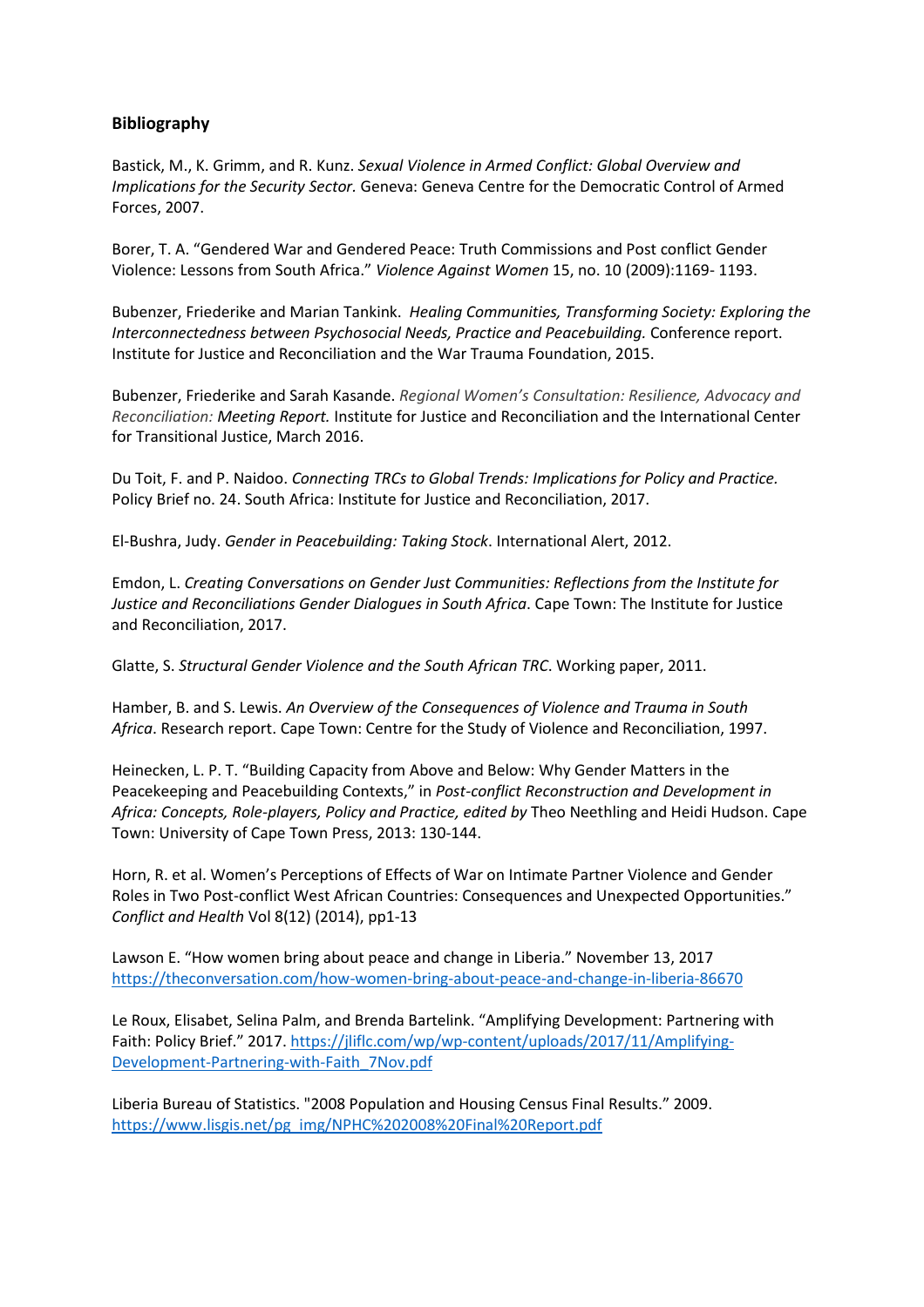**Bibliography**

Bastick, M., K. Grimm, and R. Kunz. *Sexual Violence in Armed Conflict: Global Overview and Implications for the Security Sector.* Geneva: Geneva Centre for the Democratic Control of Armed Forces, 2007.

Borer, T. A. "Gendered War and Gendered Peace: Truth Commissions and Post conflict Gender Violence: Lessons from South Africa." *Violence Against Women* 15, no. 10 (2009):1169- 1193.

Bubenzer, Friederike and Marian Tankink. *Healing Communities, Transforming Society: Exploring the Interconnectedness between Psychosocial Needs, Practice and Peacebuilding.* Conference report. Institute for Justice and Reconciliation and the War Trauma Foundation, 2015.

Bubenzer, Friederike and Sarah Kasande. *Regional Women's Consultation: Resilience, Advocacy and Reconciliation: Meeting Report.* Institute for Justice and Reconciliation and the International Center for Transitional Justice, March 2016.

Du Toit, F. and P. Naidoo. *Connecting TRCs to Global Trends: Implications for Policy and Practice.* Policy Brief no. 24. South Africa: Institute for Justice and Reconciliation, 2017.

El-Bushra, Judy. *Gender in Peacebuilding: Taking Stock*. International Alert, 2012.

Emdon, L. *Creating Conversations on Gender Just Communities: Reflections from the Institute for Justice and Reconciliations Gender Dialogues in South Africa*. Cape Town: The Institute for Justice and Reconciliation, 2017.

Glatte, S. *Structural Gender Violence and the South African TRC*. Working paper, 2011.

Hamber, B. and S. Lewis. *An Overview of the Consequences of Violence and Trauma in South Africa*. Research report. Cape Town: Centre for the Study of Violence and Reconciliation, 1997.

Heinecken, L. P. T. "Building Capacity from Above and Below: Why Gender Matters in the Peacekeeping and Peacebuilding Contexts," in *Post-conflict Reconstruction and Development in Africa: Concepts, Role-players, Policy and Practice, edited by* Theo Neethling and Heidi Hudson. Cape Town: University of Cape Town Press, 2013: 130-144.

Horn, R. et al. Women's Perceptions of Effects of War on Intimate Partner Violence and Gender Roles in Two Post-conflict West African Countries: Consequences and Unexpected Opportunities." *Conflict and Health* Vol 8(12) (2014), pp1-13

Lawson E. "How women bring about peace and change in Liberia." November 13, 2017 https://theconversation.com/how-women-bring-about-peace-and-change-in-liberia-86670

Le Roux, Elisabet, Selina Palm, and Brenda Bartelink. "Amplifying Development: Partnering with Faith: Policy Brief." 2017. https://jliflc.com/wp/wp-content/uploads/2017/11/Amplifying-Development-Partnering-with-Faith_7Nov.pdf

Liberia Bureau of Statistics. "2008 Population and Housing Census Final Results." 2009. https://www.lisgis.net/pg_img/NPHC%202008%20Final%20Report.pdf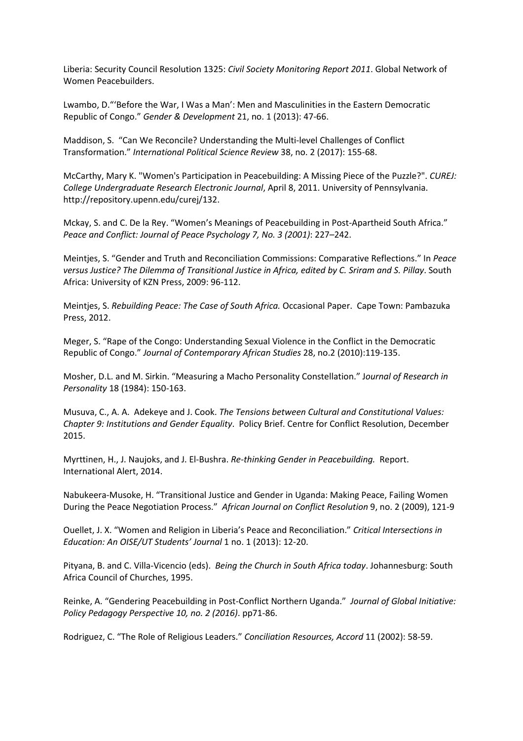Liberia: Security Council Resolution 1325: *Civil Society Monitoring Report 2011*. Global Network of Women Peacebuilders.

Lwambo, D."'Before the War, I Was a Man': Men and Masculinities in the Eastern Democratic Republic of Congo." *Gender & Development* 21, no. 1 (2013): 47-66.

Maddison, S. "Can We Reconcile? Understanding the Multi-level Challenges of Conflict Transformation." *International Political Science Review* 38, no. 2 (2017): 155-68.

McCarthy, Mary K. "Women's Participation in Peacebuilding: A Missing Piece of the Puzzle?". *CUREJ: College Undergraduate Research Electronic Journal*, April 8, 2011. University of Pennsylvania. http://repository.upenn.edu/curej/132.

Mckay, S. and C. De la Rey. "Women's Meanings of Peacebuilding in Post-Apartheid South Africa." *Peace and Conflict: Journal of Peace Psychology 7, No. 3 (2001)*: 227–242.

Meintjes, S. "Gender and Truth and Reconciliation Commissions: Comparative Reflections." In *Peace versus Justice? The Dilemma of Transitional Justice in Africa, edited by C. Sriram and S. Pillay*. South Africa: University of KZN Press, 2009: 96-112.

Meintjes, S. *Rebuilding Peace: The Case of South Africa.* Occasional Paper. Cape Town: Pambazuka Press, 2012.

Meger, S. "Rape of the Congo: Understanding Sexual Violence in the Conflict in the Democratic Republic of Congo." *Journal of Contemporary African Studies* 28, no.2 (2010):119-135.

Mosher, D.L. and M. Sirkin. "Measuring a Macho Personality Constellation." J*ournal of Research in Personality* 18 (1984): 150-163.

Musuva, C., A. A. Adekeye and J. Cook. *The Tensions between Cultural and Constitutional Values: Chapter 9: Institutions and Gender Equality*. Policy Brief. Centre for Conflict Resolution, December 2015.

Myrttinen, H., J. Naujoks, and J. El-Bushra. *Re-thinking Gender in Peacebuilding.* Report. International Alert, 2014.

Nabukeera-Musoke, H. "Transitional Justice and Gender in Uganda: Making Peace, Failing Women During the Peace Negotiation Process." *African Journal on Conflict Resolution* 9, no. 2 (2009), 121-9

Ouellet, J. X. "Women and Religion in Liberia's Peace and Reconciliation." *Critical Intersections in Education: An OISE/UT Students' Journal* 1 no. 1 (2013): 12-20.

Pityana, B. and C. Villa-Vicencio (eds). *Being the Church in South Africa today*. Johannesburg: South Africa Council of Churches, 1995.

Reinke, A. "Gendering Peacebuilding in Post-Conflict Northern Uganda." *Journal of Global Initiative: Policy Pedagogy Perspective 10, no. 2 (2016)*. pp71-86.

Rodriguez, C. "The Role of Religious Leaders." *Conciliation Resources, Accord* 11 (2002): 58-59.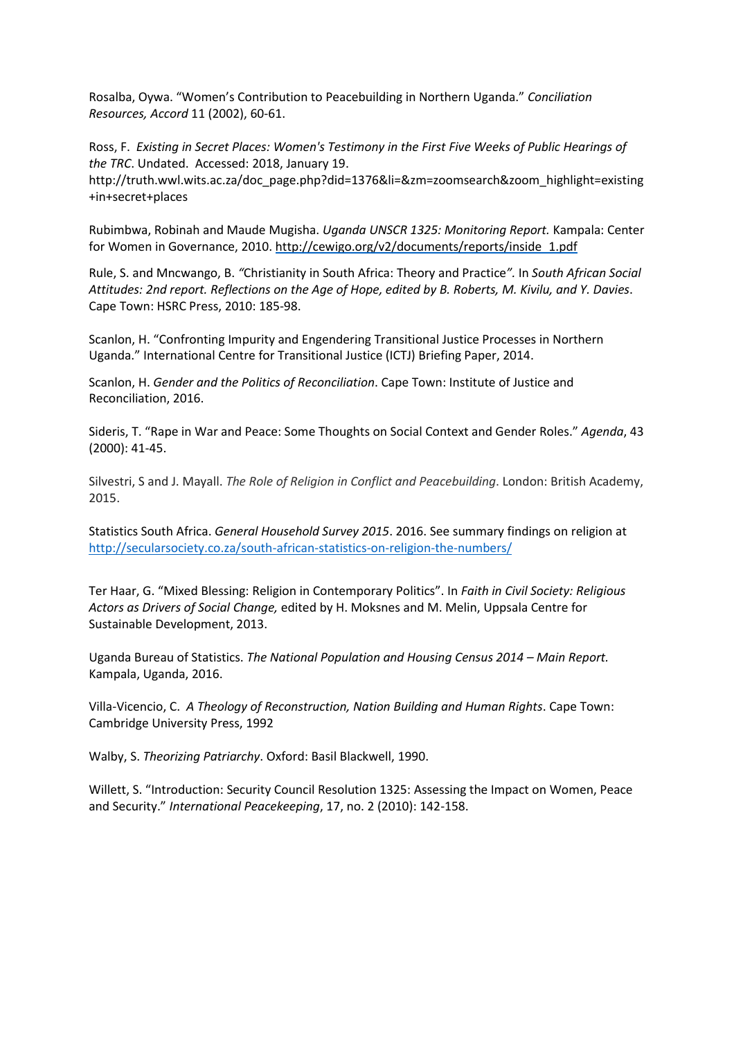Rosalba, Oywa. "Women's Contribution to Peacebuilding in Northern Uganda." *Conciliation Resources, Accord* 11 (2002), 60-61.

Ross, F. *Existing in Secret Places: Women's Testimony in the First Five Weeks of Public Hearings of the TRC*. Undated. Accessed: 2018, January 19. http://truth.wwl.wits.ac.za/doc_page.php?did=1376&li=&zm=zoomsearch&zoom_highlight=existing+in+secret+places

Rubimbwa, Robinah and Maude Mugisha. *Uganda UNSCR 1325: Monitoring Report.* Kampala: Center for Women in Governance, 2010. http://cewigo.org/v2/documents/reports/inside_1.pdf

Rule, S. and Mncwango, B. *"*Christianity in South Africa: Theory and Practice*".* In *South African Social Attitudes: 2nd report. Reflections on the Age of Hope, edited by B. Roberts, M. Kivilu, and Y. Davies*. Cape Town: HSRC Press, 2010: 185-98.

Scanlon, H. "Confronting Impurity and Engendering Transitional Justice Processes in Northern Uganda." International Centre for Transitional Justice (ICTJ) Briefing Paper, 2014.

Scanlon, H. *Gender and the Politics of Reconciliation*. Cape Town: Institute of Justice and Reconciliation, 2016.

Sideris, T. "Rape in War and Peace: Some Thoughts on Social Context and Gender Roles." *Agenda*, 43 (2000): 41-45.

Silvestri, S and J. Mayall. *The Role of Religion in Conflict and Peacebuilding*. London: British Academy, 2015.

Statistics South Africa. *General Household Survey 2015*. 2016. See summary findings on religion at http://secularsociety.co.za/south-african-statistics-on-religion-the-numbers/

Ter Haar, G. "Mixed Blessing: Religion in Contemporary Politics". In *Faith in Civil Society: Religious Actors as Drivers of Social Change,* edited by H. Moksnes and M. Melin, Uppsala Centre for Sustainable Development, 2013.

Uganda Bureau of Statistics. *The National Population and Housing Census 2014 – Main Report.* Kampala, Uganda, 2016.

Villa-Vicencio, C. *A Theology of Reconstruction, Nation Building and Human Rights*. Cape Town: Cambridge University Press, 1992

Walby, S. *Theorizing Patriarchy*. Oxford: Basil Blackwell, 1990.

Willett, S. "Introduction: Security Council Resolution 1325: Assessing the Impact on Women, Peace and Security." *International Peacekeeping*, 17, no. 2 (2010): 142-158.